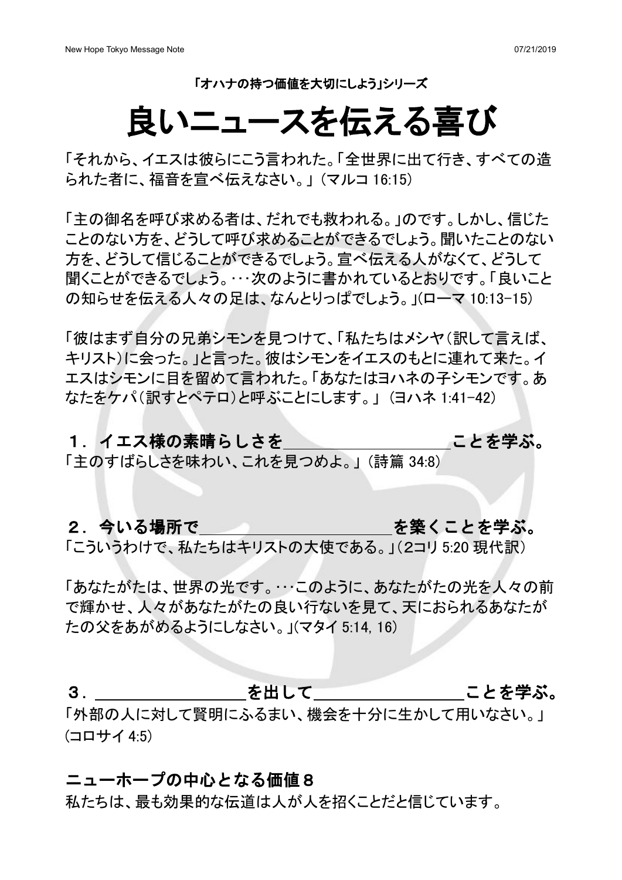「オハナの持つ価値を大切にしよう」シリーズ

# 良いニュースを伝える喜び

「それから、イエスは彼らにこう言われた。「全世界に出て行き、すべての造られた者に、福音を宣べ伝えなさい。」（マルコ 16:15）

「主の御名を呼び求める者は、だれでも救われる。」のです。しかし、信じたことのない方を、どうして呼び求めることができるでしょう。聞いたことのない方を、どうして信じることができるでしょう。宣べ伝える人がなくて、どうして聞くことができるでしょう。･･･次のように書かれているとおりです。「良いことの知らせを伝える人々の足は、なんとりっぱでしょう。」(ローマ 10:13-15)

「彼はまず自分の兄弟シモンを見つけて、「私たちはメシヤ（訳して言えば、キリスト）に会った。」と言った。彼はシモンをイエスのもとに連れて来た。イエスはシモンに目を留めて言われた。「あなたはヨハネの子シモンです。あなたをケパ（訳すとペテロ）と呼ぶことにします。」（ヨハネ 1:41-42）

## １．イエス様の素晴らしさを＿＿＿＿＿＿＿＿＿＿ことを学ぶ。

「主のすばらしさを味わい、これを見つめよ。」（詩篇 34:8）

## ２．今いる場所で＿＿＿＿＿＿＿＿＿＿＿＿を築くことを学ぶ。

「こういうわけで、私たちはキリストの大使である。」（2コリ 5:20 現代訳）

「あなたがたは、世界の光です。･･･このように、あなたがたの光を人々の前で輝かせ、人々があなたがたの良い行ないを見て、天におられるあなたがたの父をあがめるようにしなさい。」(マタイ 5:14, 16)

## ３．＿＿＿＿＿＿＿＿＿＿を出して＿＿＿＿＿＿＿＿＿＿ことを学ぶ。

「外部の人に対して賢明にふるまい、機会を十分に生かして用いなさい。」(コロサイ 4:5)

## ニューホープの中心となる価値８

私たちは、最も効果的な伝道は人が人を招くことだと信じています。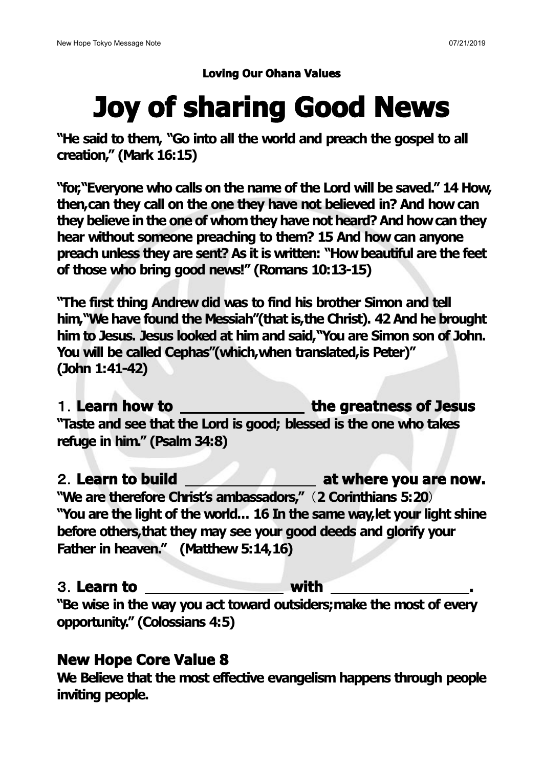**Loving Our Ohana Values**

# Joy of sharing Good News

**"He said to them, "Go into all the world and preach the gospel to all creation," (Mark 16:15)**

**"for,"Everyone who calls on the name of the Lord will be saved." 14 How, then,can they call on the one they have not believed in? And how can they believe in the one of whom they have not heard? And how can they hear without someone preaching to them? 15 And how can anyone preach unless they are sent? As it is written: "How beautiful are the feet of those who bring good news!" (Romans 10:13-15)**

**"The first thing Andrew did was to find his brother Simon and tell him,"We have found the Messiah"(that is,the Christ). 42 And he brought him to Jesus. Jesus looked at him and said,"You are Simon son of John. You will be called Cephas"(which,when translated,is Peter)" (John 1:41-42)**

### 1. Learn how to ______________ the greatness of Jesus

**"Taste and see that the Lord is good; blessed is the one who takes refuge in him." (Psalm 34:8)**

### 2. Learn to build ________________ at where you are now.

**"We are therefore Christ's ambassadors,"（2 Corinthians 5:20）**
**"You are the light of the world... 16 In the same way,let your light shine before others,that they may see your good deeds and glorify your Father in heaven." (Matthew 5:14,16)**

### 3. Learn to ________________ with ________________.

**"Be wise in the way you act toward outsiders;make the most of every opportunity." (Colossians 4:5)**

## New Hope Core Value 8

**We Believe that the most effective evangelism happens through people inviting people.**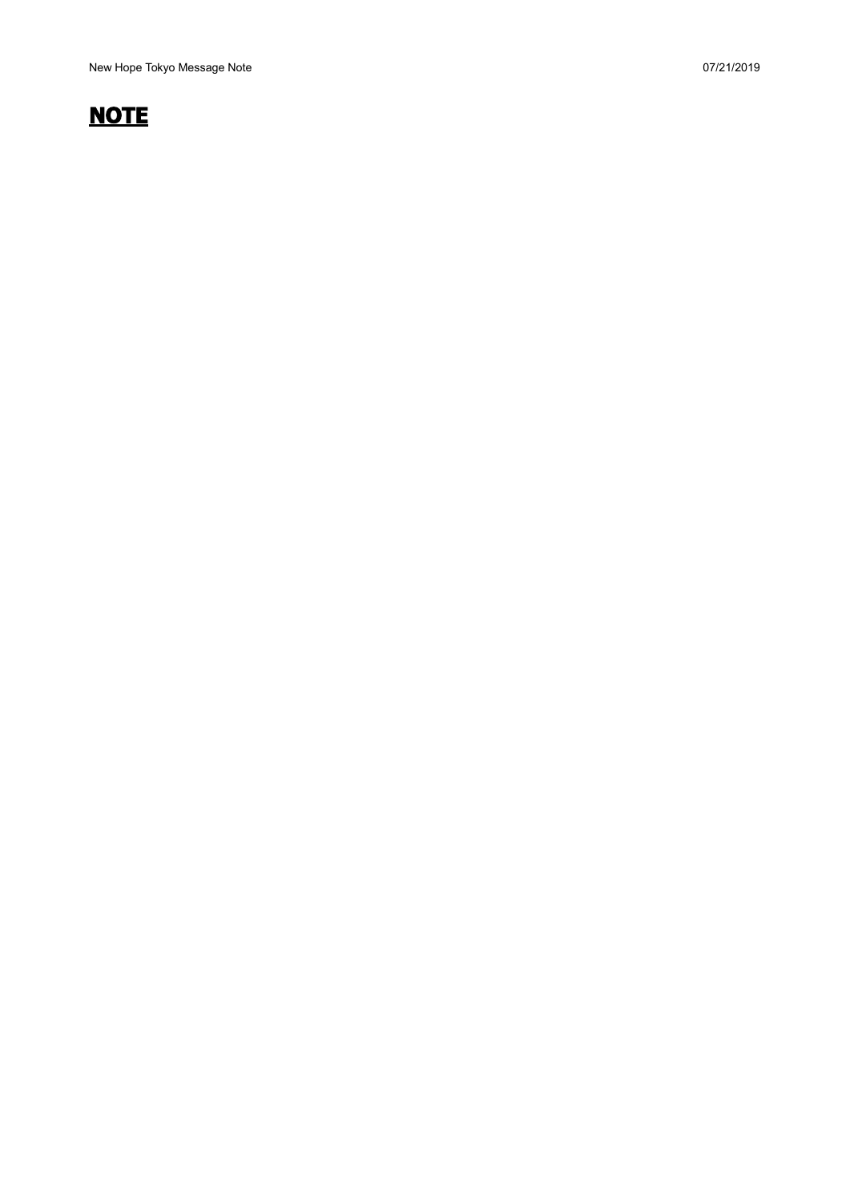# **NOTE**